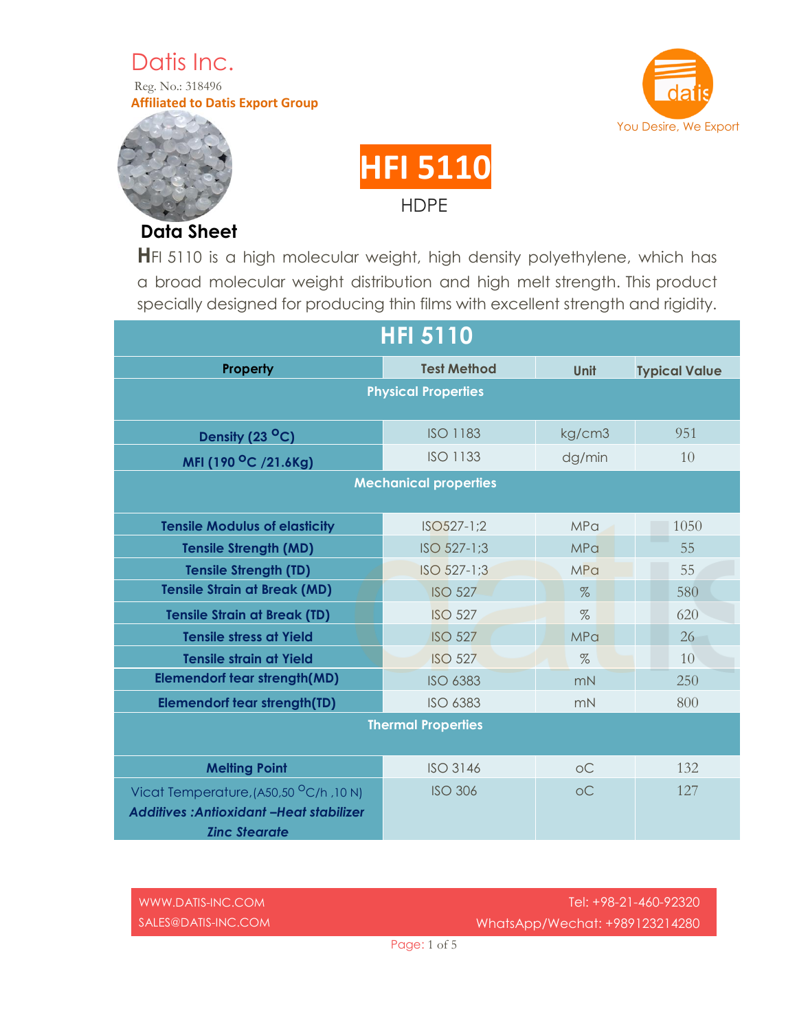Datis Inc.

Reg. No.: 318496

**Affiliated to Datis Export Group**

You Desire, We Export

# HFI 5110

HDPE

## Data Sheet

HFI 5110 is a high molecular weight, high density polyethylene, which has a broad molecular weight distribution and high melt strength. This product specially designed for producing thin films with excellent strength and rigidity.

| HFI 5110 | | | |
|---|---|---|---|
| **Property** | **Test Method** | **Unit** | **Typical Value** |
| **Physical Properties** | | | |
| **Density (23 °C)** | ISO 1183 | kg/cm3 | 951 |
| **MFI (190 °C /21.6Kg)** | ISO 1133 | dg/min | 10 |
| **Mechanical properties** | | | |
| **Tensile Modulus of elasticity** | ISO527-1;2 | MPa | 1050 |
| **Tensile Strength (MD)** | ISO 527-1;3 | MPa | 55 |
| **Tensile Strength (TD)** | ISO 527-1;3 | MPa | 55 |
| **Tensile Strain at Break (MD)** | ISO 527 | % | 580 |
| **Tensile Strain at Break (TD)** | ISO 527 | % | 620 |
| **Tensile stress at Yield** | ISO 527 | MPa | 26 |
| **Tensile strain at Yield** | ISO 527 | % | 10 |
| **Elemendorf tear strength(MD)** | ISO 6383 | mN | 250 |
| **Elemendorf tear strength(TD)** | ISO 6383 | mN | 800 |
| **Thermal Properties** | | | |
| **Melting Point** | ISO 3146 | oC | 132 |
| Vicat Temperature,(A50,50 °C/h ,10 N) ***Additives :Antioxidant –Heat stabilizer Zinc Stearate*** | ISO 306 | oC | 127 |

WWW.DATIS-INC.COM

SALES@DATIS-INC.COM

Tel: +98-21-460-92320

WhatsApp/Wechat: +989123214280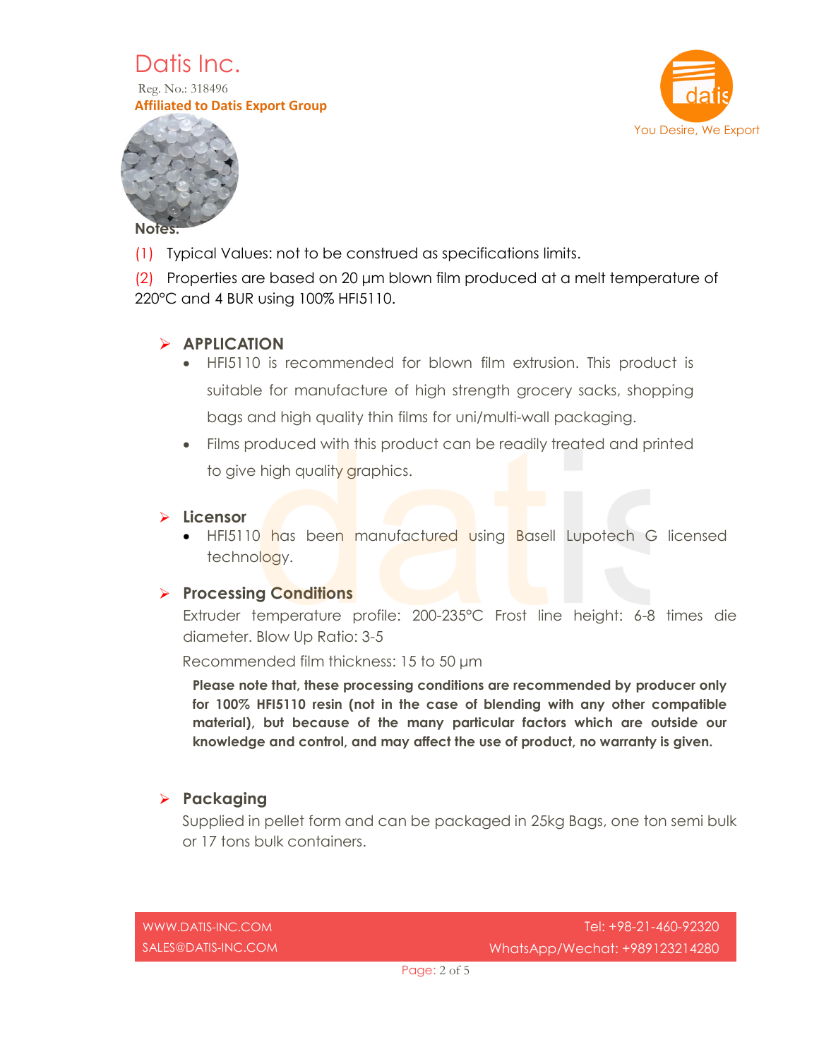**Notes:**

(1) Typical Values: not to be construed as specifications limits.

(2) Properties are based on 20 μm blown film produced at a melt temperature of 220°C and 4 BUR using 100% HFI5110.

## APPLICATION

- HFI5110 is recommended for blown film extrusion. This product is suitable for manufacture of high strength grocery sacks, shopping bags and high quality thin films for uni/multi-wall packaging.
- Films produced with this product can be readily treated and printed to give high quality graphics.

## Licensor

- HFI5110 has been manufactured using Basell Lupotech G licensed technology.

## Processing Conditions

Extruder temperature profile: 200-235°C Frost line height: 6-8 times die diameter. Blow Up Ratio: 3-5

Recommended film thickness: 15 to 50 μm

**Please note that, these processing conditions are recommended by producer only for 100% HFI5110 resin (not in the case of blending with any other compatible material), but because of the many particular factors which are outside our knowledge and control, and may affect the use of product, no warranty is given.**

## Packaging

Supplied in pellet form and can be packaged in 25kg Bags, one ton semi bulk or 17 tons bulk containers.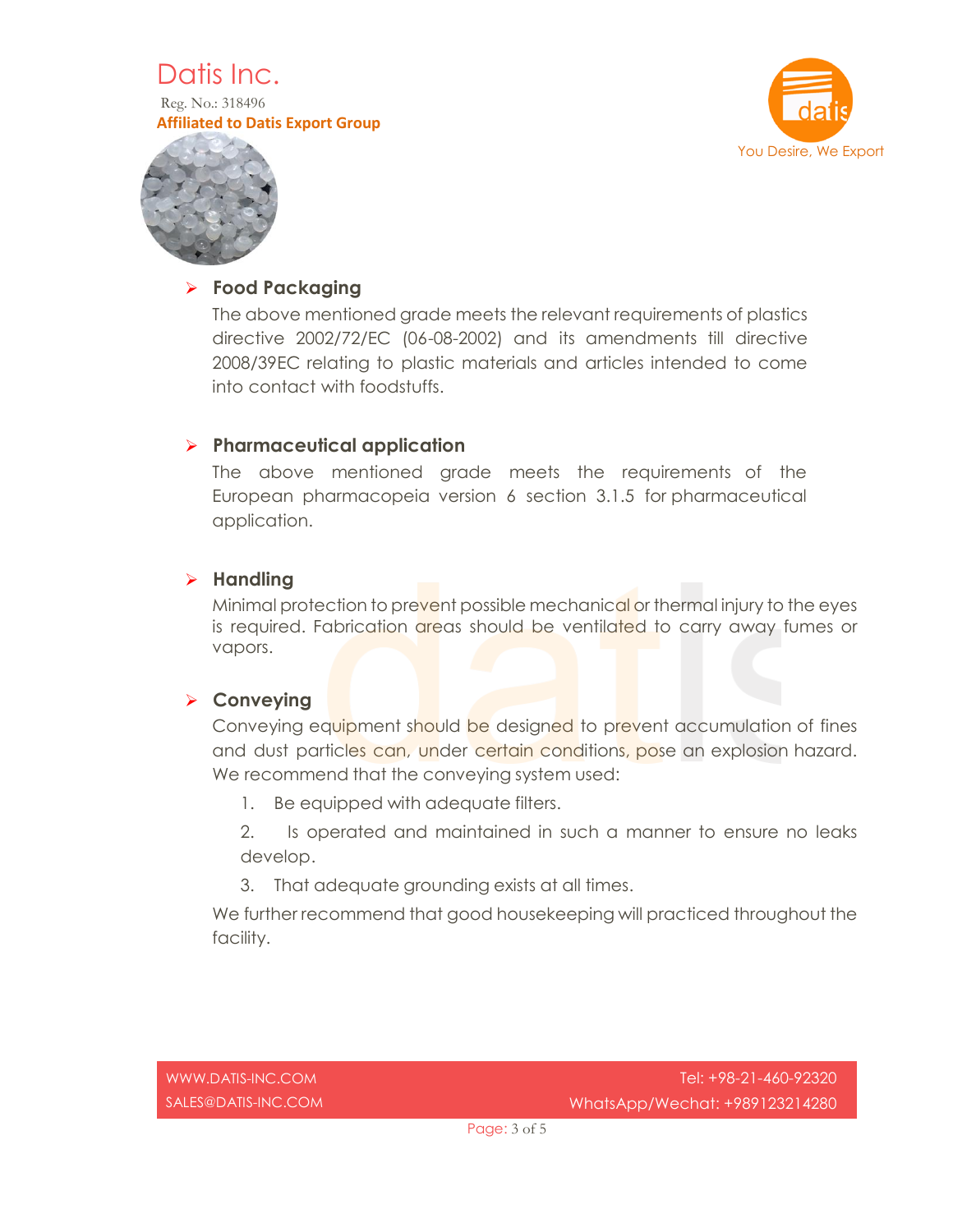## Food Packaging

The above mentioned grade meets the relevant requirements of plastics directive 2002/72/EC (06-08-2002) and its amendments till directive 2008/39EC relating to plastic materials and articles intended to come into contact with foodstuffs.

## Pharmaceutical application

The above mentioned grade meets the requirements of the European pharmacopeia version 6 section 3.1.5 for pharmaceutical application.

## Handling

Minimal protection to prevent possible mechanical or thermal injury to the eyes is required. Fabrication areas should be ventilated to carry away fumes or vapors.

## Conveying

Conveying equipment should be designed to prevent accumulation of fines and dust particles can, under certain conditions, pose an explosion hazard. We recommend that the conveying system used:

1. Be equipped with adequate filters.
2. Is operated and maintained in such a manner to ensure no leaks develop.
3. That adequate grounding exists at all times.

We further recommend that good housekeeping will practiced throughout the facility.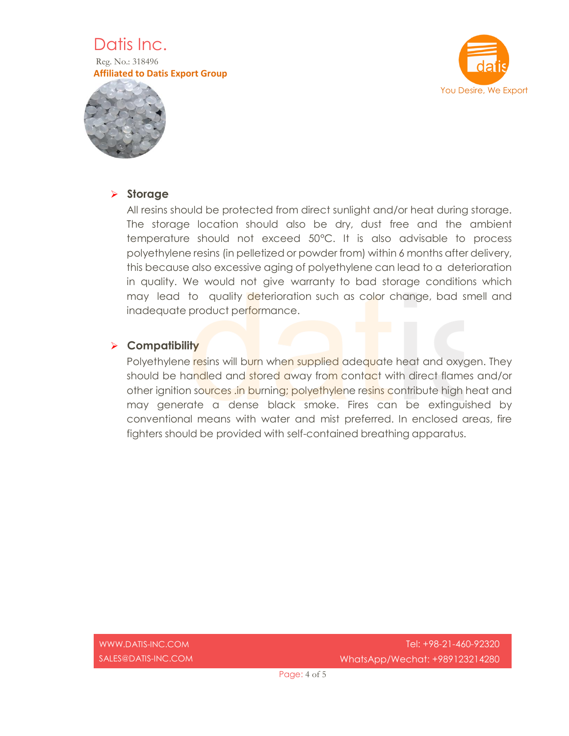## Storage

All resins should be protected from direct sunlight and/or heat during storage. The storage location should also be dry, dust free and the ambient temperature should not exceed 50°C. It is also advisable to process polyethylene resins (in pelletized or powder from) within 6 months after delivery, this because also excessive aging of polyethylene can lead to a deterioration in quality. We would not give warranty to bad storage conditions which may lead to quality deterioration such as color change, bad smell and inadequate product performance.

## Compatibility

Polyethylene resins will burn when supplied adequate heat and oxygen. They should be handled and stored away from contact with direct flames and/or other ignition sources .in burning; polyethylene resins contribute high heat and may generate a dense black smoke. Fires can be extinguished by conventional means with water and mist preferred. In enclosed areas, fire fighters should be provided with self-contained breathing apparatus.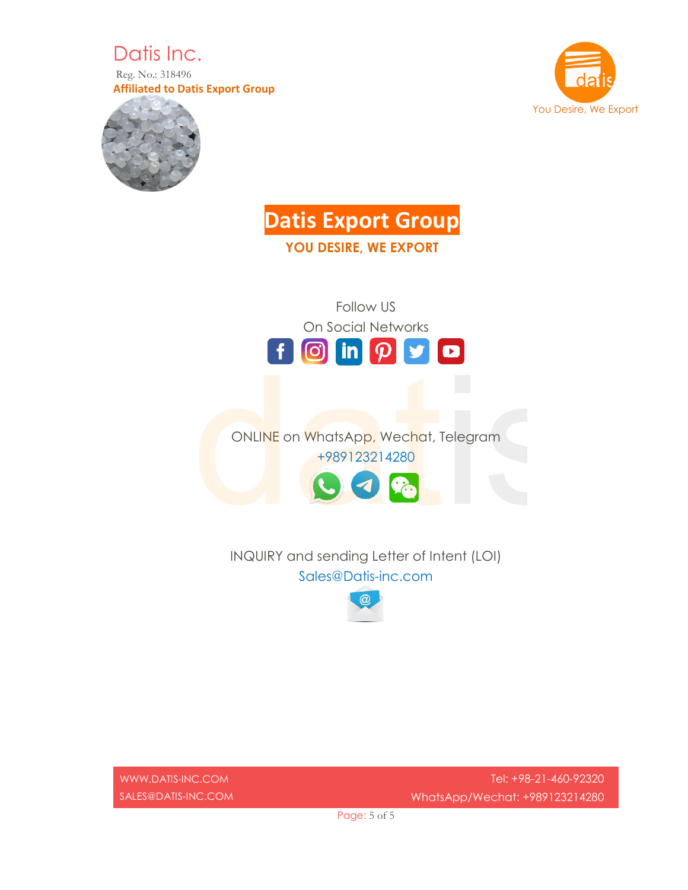Datis Inc.

Reg. No.: 318496

**Affiliated to Datis Export Group**

You Desire, We Export

# Datis Export Group

**YOU DESIRE, WE EXPORT**

Follow US

On Social Networks

ONLINE on WhatsApp, Wechat, Telegram

+989123214280

INQUIRY and sending Letter of Intent (LOI)

Sales@Datis-inc.com

WWW.DATIS-INC.COM

SALES@DATIS-INC.COM

Tel: +98-21-460-92320

WhatsApp/Wechat: +989123214280